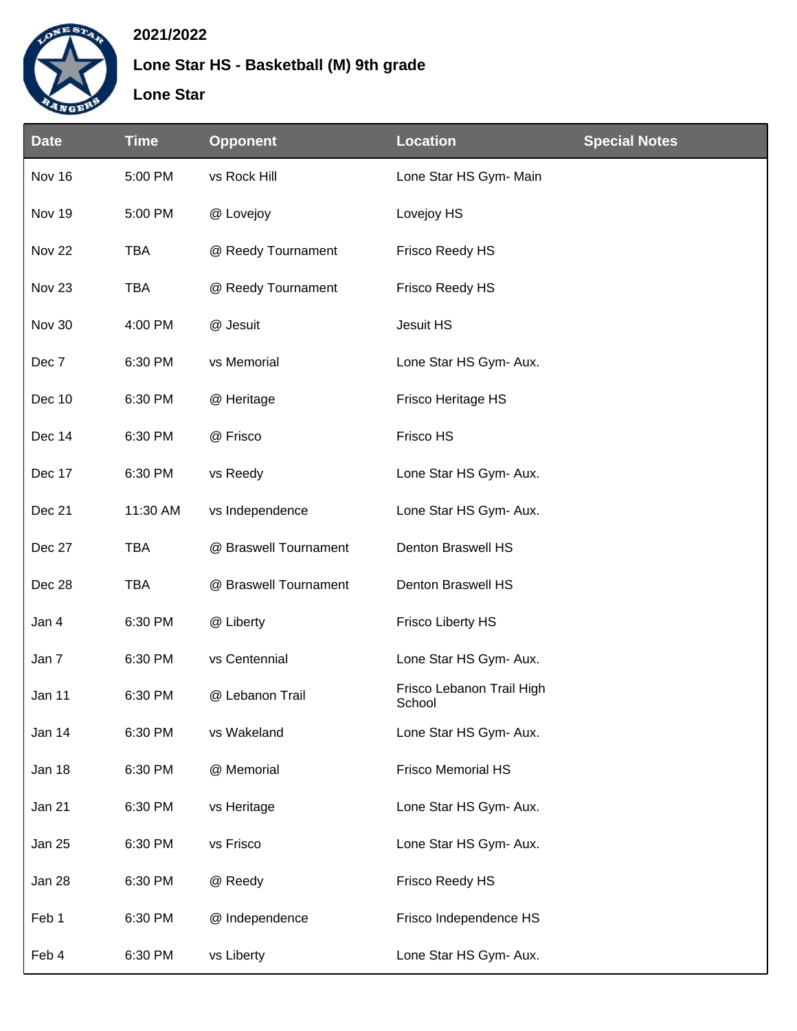**2021/2022**

**Lone Star HS - Basketball (M) 9th grade**

**Lone Star**

| Date | Time | Opponent | Location | Special Notes |
|---|---|---|---|---|
| Nov 16 | 5:00 PM | vs Rock Hill | Lone Star HS Gym- Main | |
| Nov 19 | 5:00 PM | @ Lovejoy | Lovejoy HS | |
| Nov 22 | TBA | @ Reedy Tournament | Frisco Reedy HS | |
| Nov 23 | TBA | @ Reedy Tournament | Frisco Reedy HS | |
| Nov 30 | 4:00 PM | @ Jesuit | Jesuit HS | |
| Dec 7 | 6:30 PM | vs Memorial | Lone Star HS Gym- Aux. | |
| Dec 10 | 6:30 PM | @ Heritage | Frisco Heritage HS | |
| Dec 14 | 6:30 PM | @ Frisco | Frisco HS | |
| Dec 17 | 6:30 PM | vs Reedy | Lone Star HS Gym- Aux. | |
| Dec 21 | 11:30 AM | vs Independence | Lone Star HS Gym- Aux. | |
| Dec 27 | TBA | @ Braswell Tournament | Denton Braswell HS | |
| Dec 28 | TBA | @ Braswell Tournament | Denton Braswell HS | |
| Jan 4 | 6:30 PM | @ Liberty | Frisco Liberty HS | |
| Jan 7 | 6:30 PM | vs Centennial | Lone Star HS Gym- Aux. | |
| Jan 11 | 6:30 PM | @ Lebanon Trail | Frisco Lebanon Trail High School | |
| Jan 14 | 6:30 PM | vs Wakeland | Lone Star HS Gym- Aux. | |
| Jan 18 | 6:30 PM | @ Memorial | Frisco Memorial HS | |
| Jan 21 | 6:30 PM | vs Heritage | Lone Star HS Gym- Aux. | |
| Jan 25 | 6:30 PM | vs Frisco | Lone Star HS Gym- Aux. | |
| Jan 28 | 6:30 PM | @ Reedy | Frisco Reedy HS | |
| Feb 1 | 6:30 PM | @ Independence | Frisco Independence HS | |
| Feb 4 | 6:30 PM | vs Liberty | Lone Star HS Gym- Aux. | |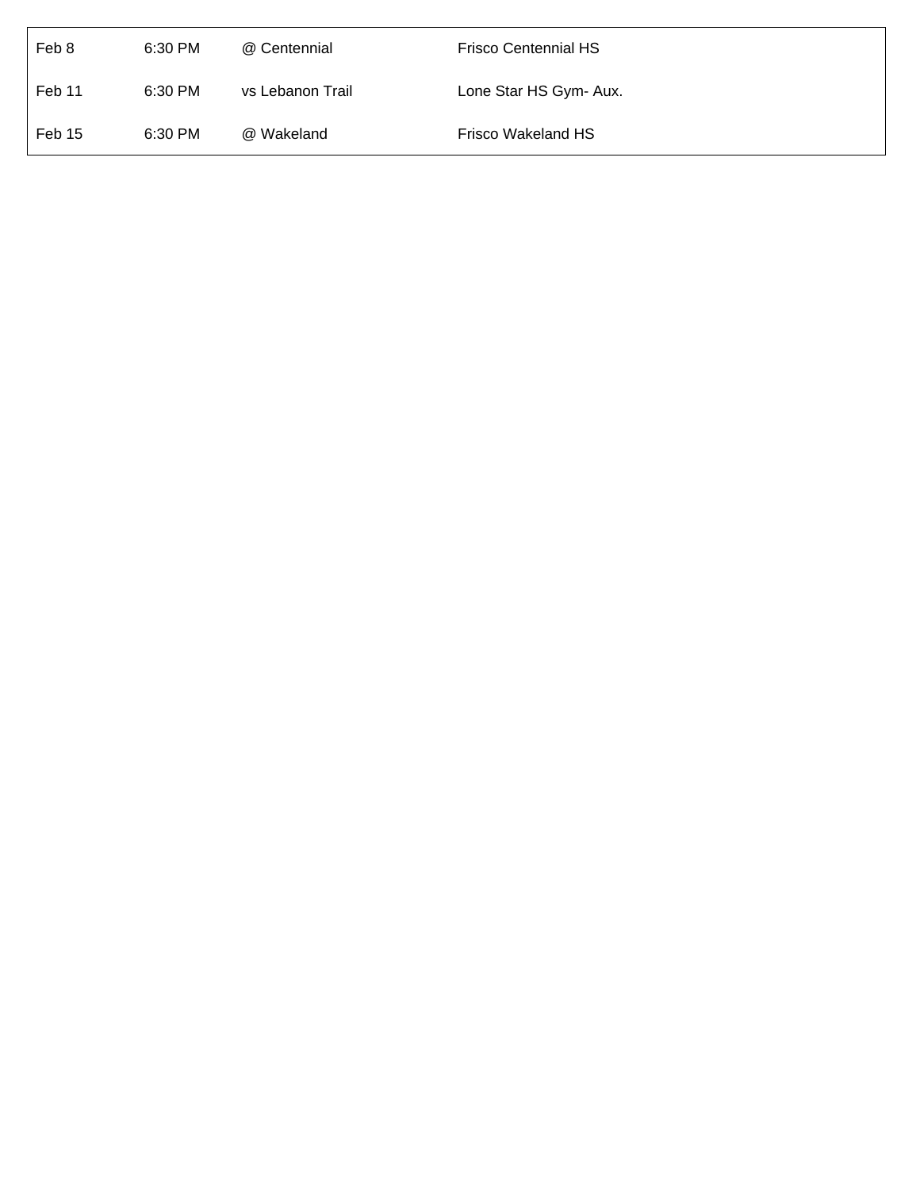| | | | |
|---|---|---|---|
| Feb 8 | 6:30 PM | @ Centennial | Frisco Centennial HS |
| Feb 11 | 6:30 PM | vs Lebanon Trail | Lone Star HS Gym- Aux. |
| Feb 15 | 6:30 PM | @ Wakeland | Frisco Wakeland HS |